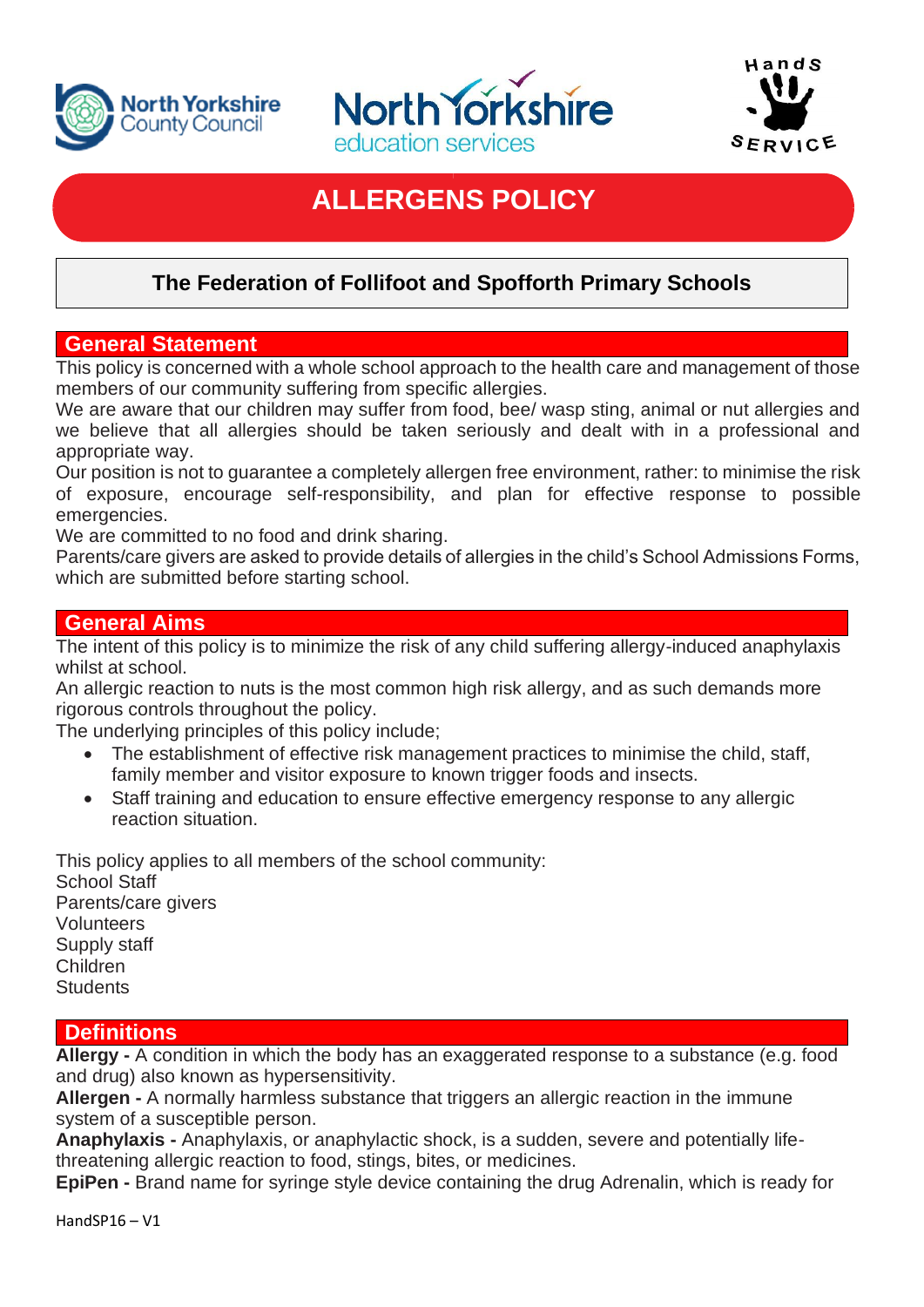# ALLERGENS POLICY

## The Federation of Follifoot and Spofforth Primary Schools

### General Statement

This policy is concerned with a whole school approach to the health care and management of those members of our community suffering from specific allergies.

We are aware that our children may suffer from food, bee/ wasp sting, animal or nut allergies and we believe that all allergies should be taken seriously and dealt with in a professional and appropriate way.

Our position is not to guarantee a completely allergen free environment, rather: to minimise the risk of exposure, encourage self-responsibility, and plan for effective response to possible emergencies.

We are committed to no food and drink sharing.

Parents/care givers are asked to provide details of allergies in the child's School Admissions Forms, which are submitted before starting school.

### General Aims

The intent of this policy is to minimize the risk of any child suffering allergy-induced anaphylaxis whilst at school.

An allergic reaction to nuts is the most common high risk allergy, and as such demands more rigorous controls throughout the policy.

The underlying principles of this policy include;

- The establishment of effective risk management practices to minimise the child, staff, family member and visitor exposure to known trigger foods and insects.
- Staff training and education to ensure effective emergency response to any allergic reaction situation.

This policy applies to all members of the school community:

School Staff
Parents/care givers
Volunteers
Supply staff
Children
Students

### Definitions

**Allergy -** A condition in which the body has an exaggerated response to a substance (e.g. food and drug) also known as hypersensitivity.

**Allergen -** A normally harmless substance that triggers an allergic reaction in the immune system of a susceptible person.

**Anaphylaxis -** Anaphylaxis, or anaphylactic shock, is a sudden, severe and potentially life-threatening allergic reaction to food, stings, bites, or medicines.

**EpiPen -** Brand name for syringe style device containing the drug Adrenalin, which is ready for

HandSP16 – V1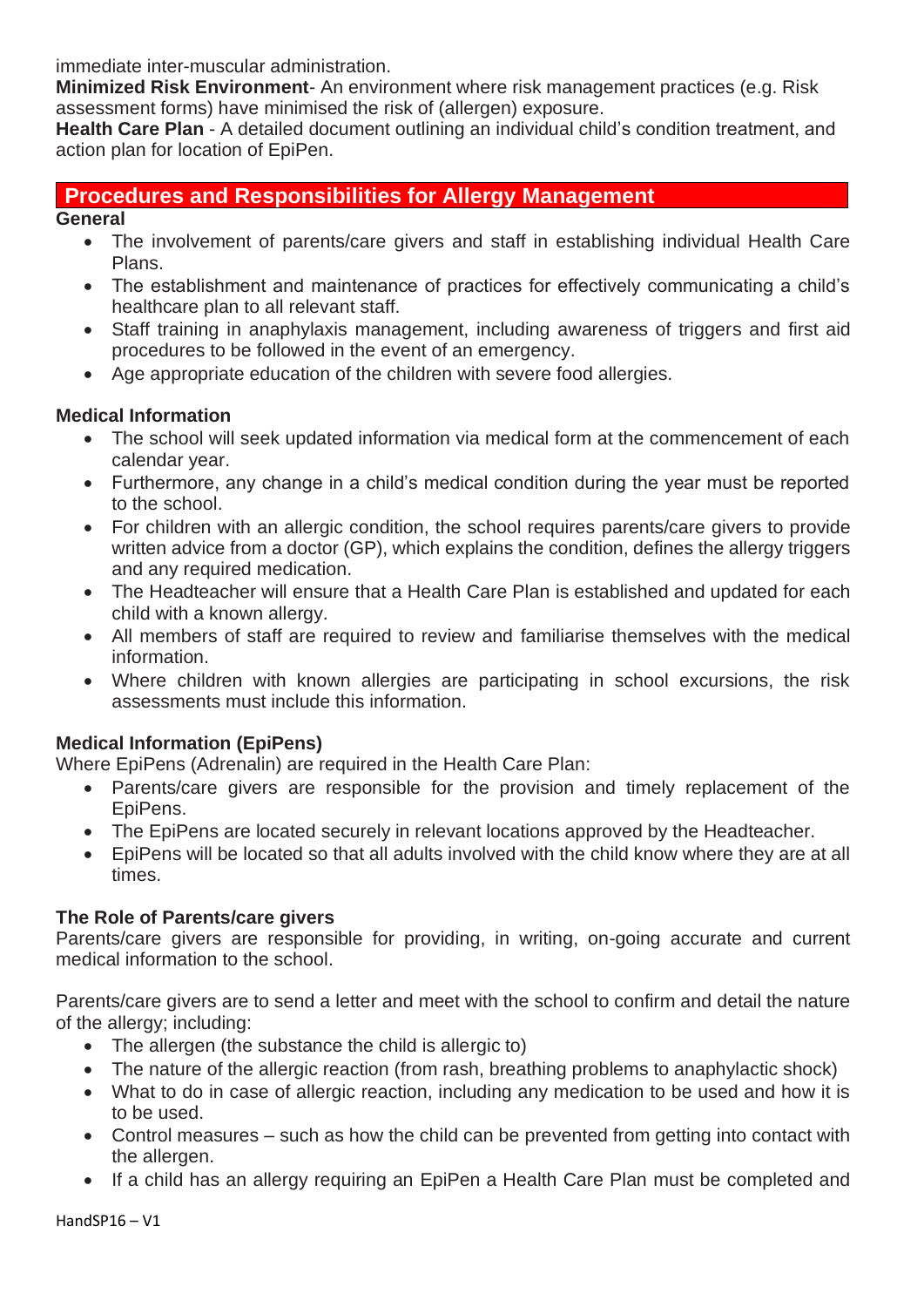immediate inter-muscular administration.

**Minimized Risk Environment**- An environment where risk management practices (e.g. Risk assessment forms) have minimised the risk of (allergen) exposure.

**Health Care Plan** - A detailed document outlining an individual child's condition treatment, and action plan for location of EpiPen.

## Procedures and Responsibilities for Allergy Management

**General**

- The involvement of parents/care givers and staff in establishing individual Health Care Plans.
- The establishment and maintenance of practices for effectively communicating a child's healthcare plan to all relevant staff.
- Staff training in anaphylaxis management, including awareness of triggers and first aid procedures to be followed in the event of an emergency.
- Age appropriate education of the children with severe food allergies.

**Medical Information**

- The school will seek updated information via medical form at the commencement of each calendar year.
- Furthermore, any change in a child's medical condition during the year must be reported to the school.
- For children with an allergic condition, the school requires parents/care givers to provide written advice from a doctor (GP), which explains the condition, defines the allergy triggers and any required medication.
- The Headteacher will ensure that a Health Care Plan is established and updated for each child with a known allergy.
- All members of staff are required to review and familiarise themselves with the medical information.
- Where children with known allergies are participating in school excursions, the risk assessments must include this information.

**Medical Information (EpiPens)**

Where EpiPens (Adrenalin) are required in the Health Care Plan:

- Parents/care givers are responsible for the provision and timely replacement of the EpiPens.
- The EpiPens are located securely in relevant locations approved by the Headteacher.
- EpiPens will be located so that all adults involved with the child know where they are at all times.

**The Role of Parents/care givers**

Parents/care givers are responsible for providing, in writing, on-going accurate and current medical information to the school.

Parents/care givers are to send a letter and meet with the school to confirm and detail the nature of the allergy; including:

- The allergen (the substance the child is allergic to)
- The nature of the allergic reaction (from rash, breathing problems to anaphylactic shock)
- What to do in case of allergic reaction, including any medication to be used and how it is to be used.
- Control measures – such as how the child can be prevented from getting into contact with the allergen.
- If a child has an allergy requiring an EpiPen a Health Care Plan must be completed and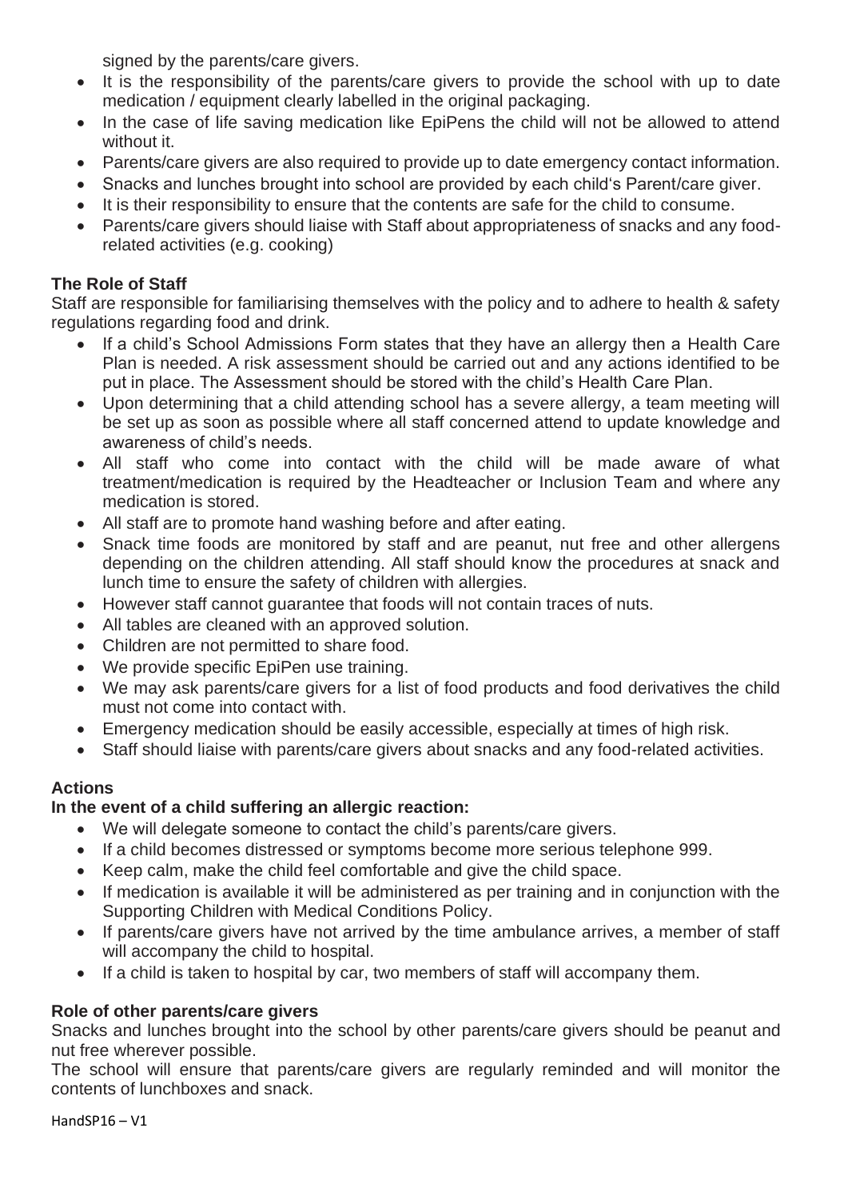signed by the parents/care givers.

- It is the responsibility of the parents/care givers to provide the school with up to date medication / equipment clearly labelled in the original packaging.
- In the case of life saving medication like EpiPens the child will not be allowed to attend without it.
- Parents/care givers are also required to provide up to date emergency contact information.
- Snacks and lunches brought into school are provided by each child's Parent/care giver.
- It is their responsibility to ensure that the contents are safe for the child to consume.
- Parents/care givers should liaise with Staff about appropriateness of snacks and any food-related activities (e.g. cooking)

**The Role of Staff**

Staff are responsible for familiarising themselves with the policy and to adhere to health & safety regulations regarding food and drink.

- If a child's School Admissions Form states that they have an allergy then a Health Care Plan is needed. A risk assessment should be carried out and any actions identified to be put in place. The Assessment should be stored with the child's Health Care Plan.
- Upon determining that a child attending school has a severe allergy, a team meeting will be set up as soon as possible where all staff concerned attend to update knowledge and awareness of child's needs.
- All staff who come into contact with the child will be made aware of what treatment/medication is required by the Headteacher or Inclusion Team and where any medication is stored.
- All staff are to promote hand washing before and after eating.
- Snack time foods are monitored by staff and are peanut, nut free and other allergens depending on the children attending. All staff should know the procedures at snack and lunch time to ensure the safety of children with allergies.
- However staff cannot guarantee that foods will not contain traces of nuts.
- All tables are cleaned with an approved solution.
- Children are not permitted to share food.
- We provide specific EpiPen use training.
- We may ask parents/care givers for a list of food products and food derivatives the child must not come into contact with.
- Emergency medication should be easily accessible, especially at times of high risk.
- Staff should liaise with parents/care givers about snacks and any food-related activities.

**Actions**

**In the event of a child suffering an allergic reaction:**

- We will delegate someone to contact the child's parents/care givers.
- If a child becomes distressed or symptoms become more serious telephone 999.
- Keep calm, make the child feel comfortable and give the child space.
- If medication is available it will be administered as per training and in conjunction with the Supporting Children with Medical Conditions Policy.
- If parents/care givers have not arrived by the time ambulance arrives, a member of staff will accompany the child to hospital.
- If a child is taken to hospital by car, two members of staff will accompany them.

**Role of other parents/care givers**

Snacks and lunches brought into the school by other parents/care givers should be peanut and nut free wherever possible.

The school will ensure that parents/care givers are regularly reminded and will monitor the contents of lunchboxes and snack.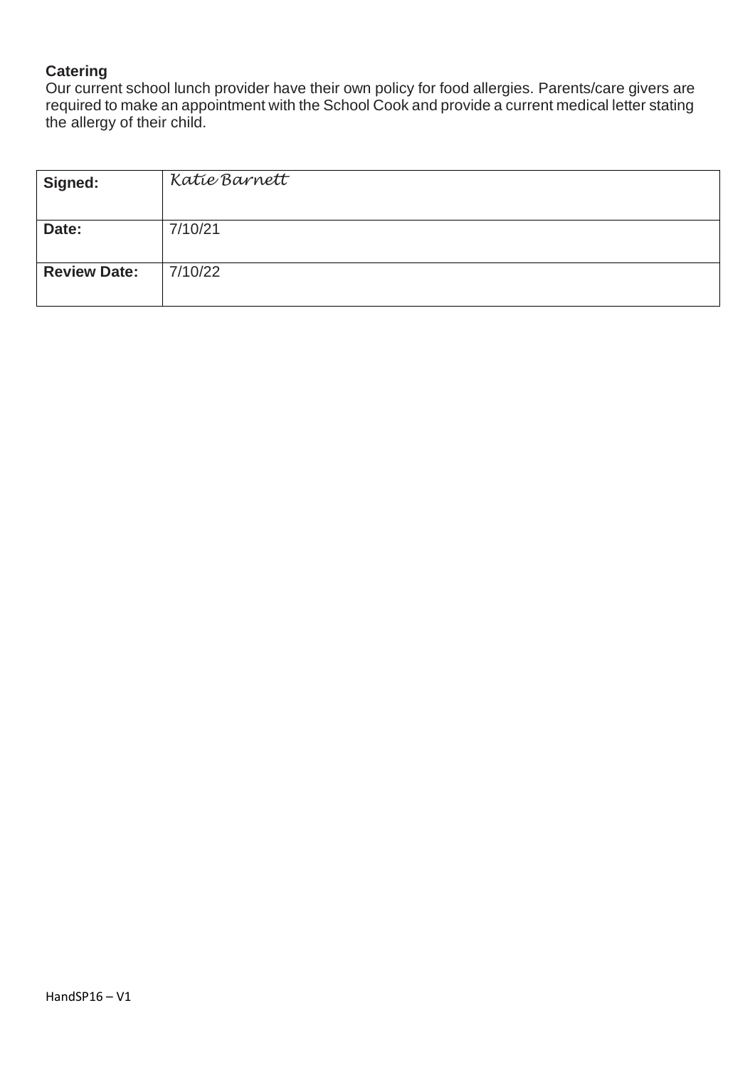**Catering**
Our current school lunch provider have their own policy for food allergies. Parents/care givers are required to make an appointment with the School Cook and provide a current medical letter stating the allergy of their child.

| | |
|---|---|
| **Signed:** | *Katie Barnett* |
| **Date:** | 7/10/21 |
| **Review Date:** | 7/10/22 |

HandSP16 – V1